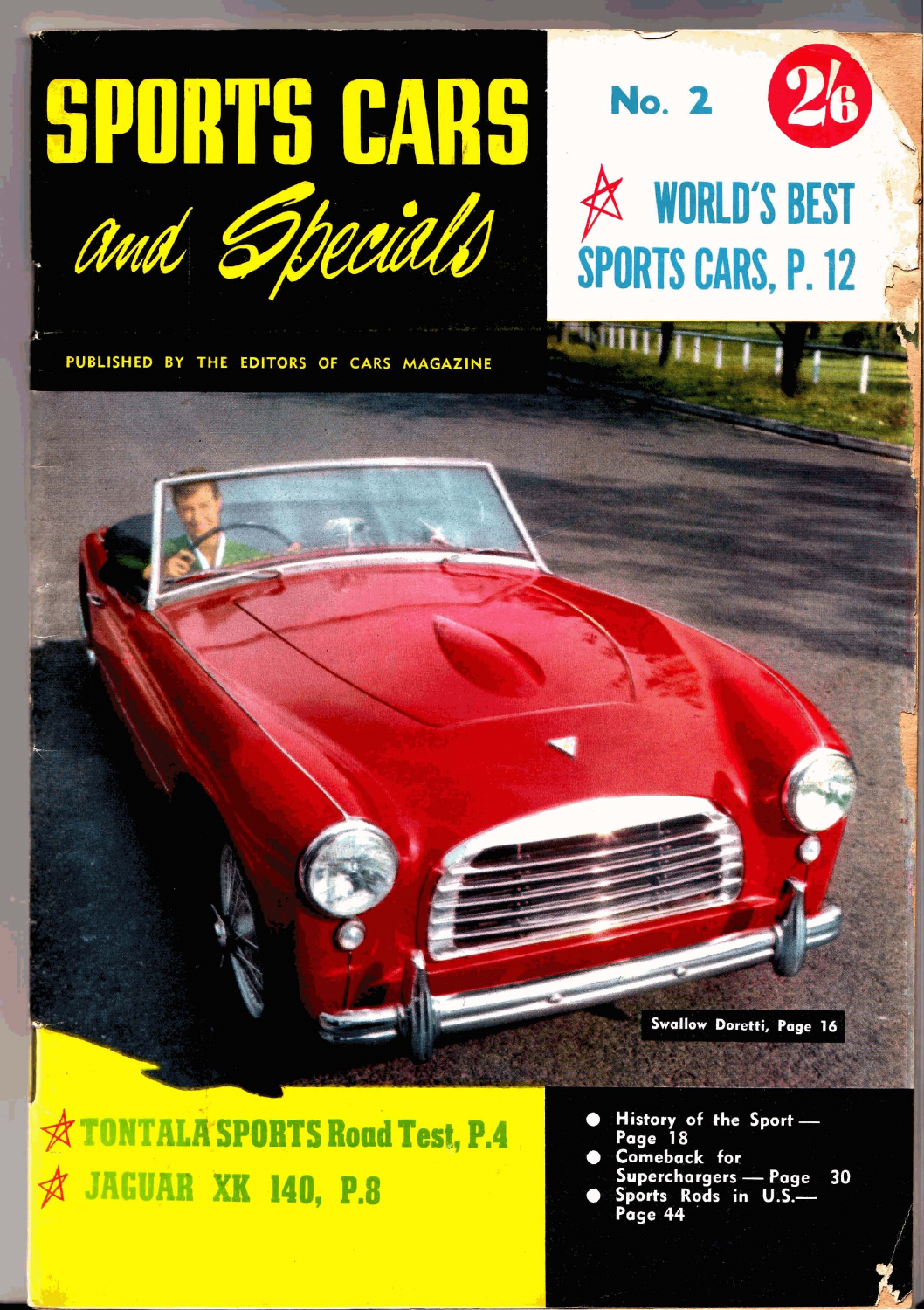# SPORTS CARS
## and Specials

No. 2

2/6

★ WORLD'S BEST SPORTS CARS, P. 12

PUBLISHED BY THE EDITORS OF CARS MAGAZINE

Swallow Doretti, Page 16

★ TONTALA SPORTS Road Test, P.4

★ JAGUAR XK 140, P.8

- History of the Sport — Page 18
- Comeback for Superchargers — Page 30
- Sports Rods in U.S.— Page 44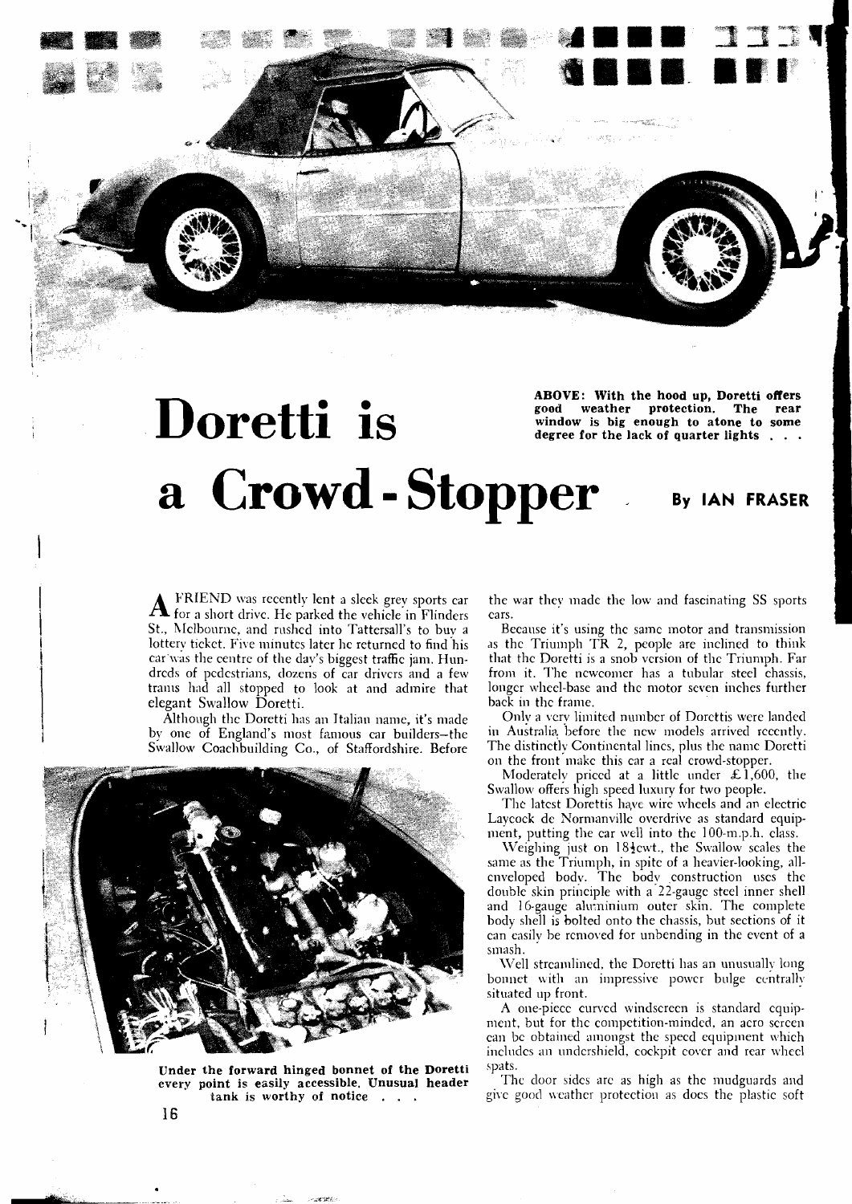ABOVE: With the hood up, Doretti offers good weather protection. The rear window is big enough to atone to some degree for the lack of quarter lights . . .

# Doretti is a Crowd-Stopper

By IAN FRASER

A FRIEND was recently lent a sleek grey sports car for a short drive. He parked the vehicle in Flinders St., Melbourne, and rushed into Tattersall's to buy a lottery ticket. Five minutes later he returned to find his car was the centre of the day's biggest traffic jam. Hundreds of pedestrians, dozens of car drivers and a few trams had all stopped to look at and admire that elegant Swallow Doretti.

Although the Doretti has an Italian name, it's made by one of England's most famous car builders—the Swallow Coachbuilding Co., of Staffordshire. Before the war they made the low and fascinating SS sports cars.

Under the forward hinged bonnet of the Doretti every point is easily accessible. Unusual header tank is worthy of notice . . .

Because it's using the same motor and transmission as the Triumph TR 2, people are inclined to think that the Doretti is a snob version of the Triumph. Far from it. The newcomer has a tubular steel chassis, longer wheel-base and the motor seven inches further back in the frame.

Only a very limited number of Dorettis were landed in Australia before the new models arrived recently. The distinctly Continental lines, plus the name Doretti on the front make this car a real crowd-stopper.

Moderately priced at a little under £1,600, the Swallow offers high speed luxury for two people.

The latest Dorettis have wire wheels and an electric Laycock de Normanville overdrive as standard equipment, putting the car well into the 100-m.p.h. class.

Weighing just on 18¼cwt., the Swallow scales the same as the Triumph, in spite of a heavier-looking, all-enveloped body. The body construction uses the double skin principle with a 22-gauge steel inner shell and 16-gauge aluminium outer skin. The complete body shell is bolted onto the chassis, but sections of it can easily be removed for unbending in the event of a smash.

Well streamlined, the Doretti has an unusually long bonnet with an impressive power bulge centrally situated up front.

A one-piece curved windscreen is standard equipment, but for the competition-minded, an aero screen can be obtained amongst the speed equipment which includes an undershield, cockpit cover and rear wheel spats.

The door sides are as high as the mudguards and give good weather protection as does the plastic soft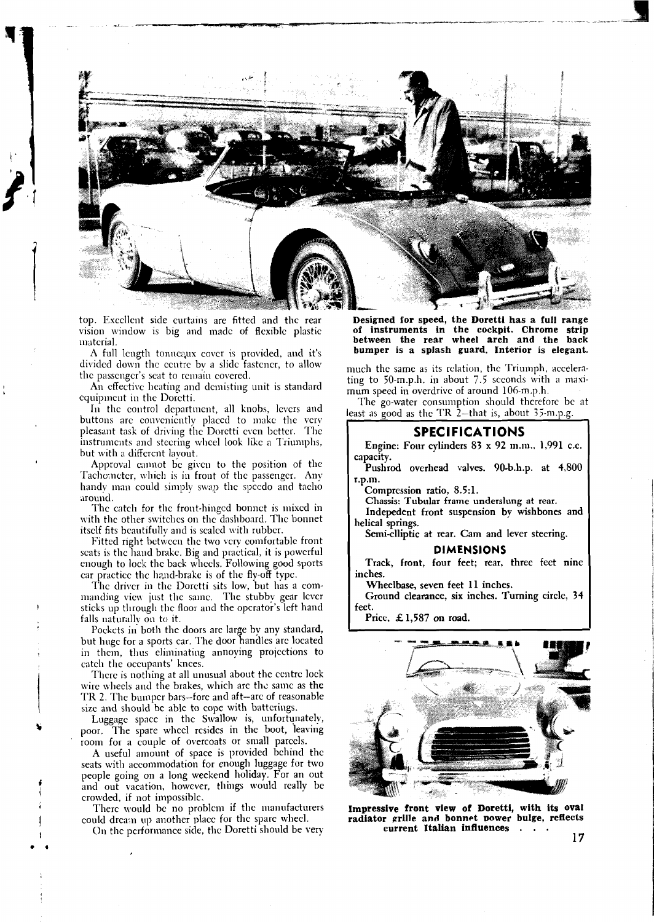top. Excellent side curtains are fitted and the rear vision window is big and made of flexible plastic material.

A full length tonneaux cover is provided, and it's divided down the centre by a slide fastener, to allow the passenger's seat to remain covered.

An effective heating and demisting unit is standard equipment in the Doretti.

In the control department, all knobs, levers and buttons are conveniently placed to make the very pleasant task of driving the Doretti even better. The instruments and steering wheel look like a Triumphs, but with a different layout.

Approval cannot be given to the position of the Tachometer, which is in front of the passenger. Any handy man could simply swap the speedo and tacho around.

The catch for the front-hinged bonnet is mixed in with the other switches on the dashboard. The bonnet itself fits beautifully and is sealed with rubber.

Fitted right between the two very comfortable front seats is the hand brake. Big and practical, it is powerful enough to lock the back wheels. Following good sports car practice the hand-brake is of the fly-off type.

The driver in the Doretti sits low, but has a commanding view just the same. The stubby gear lever sticks up through the floor and the operator's left hand falls naturally on to it.

Pockets in both the doors are large by any standard, but huge for a sports car. The door handles are located in them, thus eliminating annoying projections to catch the occupants' knees.

There is nothing at all unusual about the centre lock wire wheels and the brakes, which are the same as the TR 2. The bumper bars—fore and aft—are of reasonable size and should be able to cope with batterings.

Luggage space in the Swallow is, unfortunately, poor. The spare wheel resides in the boot, leaving room for a couple of overcoats or small parcels.

A useful amount of space is provided behind the seats with accommodation for enough luggage for two people going on a long weekend holiday. For an out and out vacation, however, things would really be crowded, if not impossible.

There would be no problem if the manufacturers could dream up another place for the spare wheel.

On the performance side, the Doretti should be very much the same as its relation, the Triumph, accelerating to 50-m.p.h. in about 7.5 seconds with a maximum speed in overdrive of around 106-m.p.h.

The go-water consumption should therefore be at least as good as the TR 2—that is, about 35-m.p.g.

**Designed for speed, the Doretti has a full range of instruments in the cockpit. Chrome strip between the rear wheel arch and the back bumper is a splash guard. Interior is elegant.**

## SPECIFICATIONS

**Engine: Four cylinders 83 x 92 m.m., 1,991 c.c. capacity.**

**Pushrod overhead valves. 90-b.h.p. at 4,800 r.p.m.**

**Compression ratio, 8.5:1.**

**Chassis: Tubular frame underslung at rear.**

**Indepedent front suspension by wishbones and helical springs.**

**Semi-elliptic at rear. Cam and lever steering.**

### DIMENSIONS

**Track, front, four feet; rear, three feet nine inches.**

**Wheelbase, seven feet 11 inches.**

**Ground clearance, six inches. Turning circle, 34 feet.**

**Price, £1,587 on road.**

**Impressive front view of Doretti, with its oval radiator grille and bonnet power bulge, reflects current Italian influences . . .**